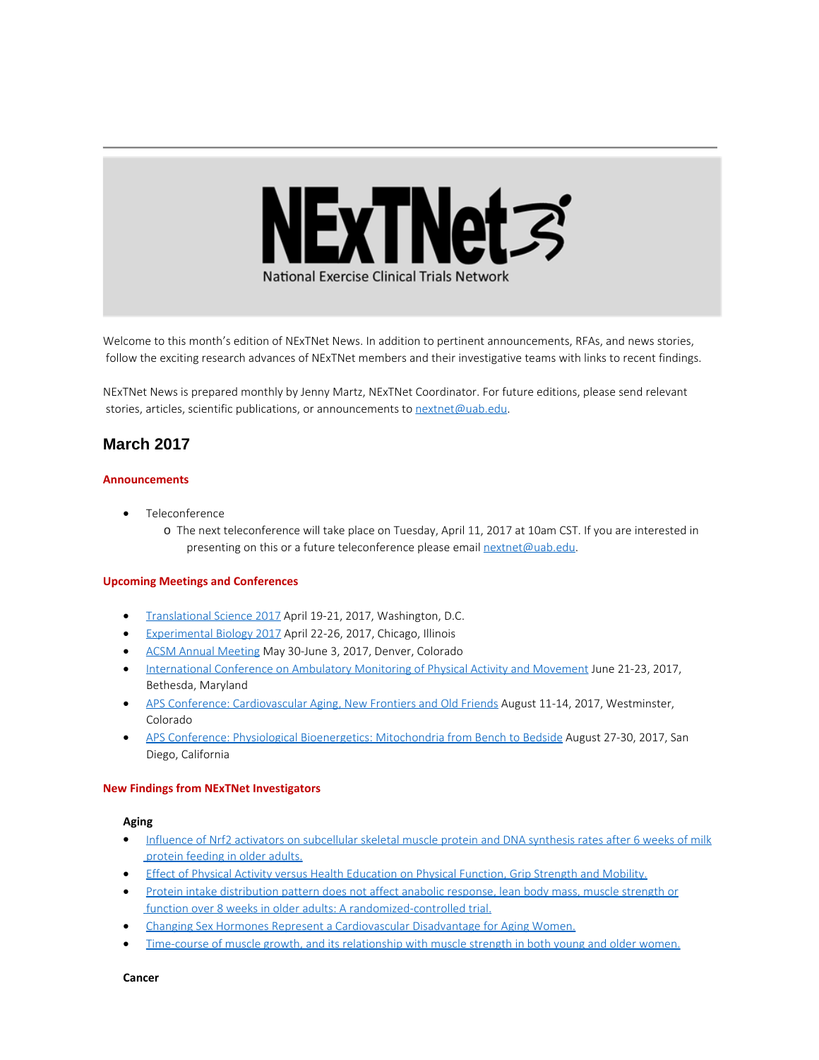NExTNet

National Exercise Clinical Trials Network

Welcome to this month's edition of NExTNet News. In addition to pertinent announcements, RFAs, and news stories, follow the exciting research advances of NExTNet members and their investigative teams with links to recent findings.

NExTNet News is prepared monthly by Jenny Martz, NExTNet Coordinator. For future editions, please send relevant stories, articles, scientific publications, or announcements to nextnet@uab.edu.

## March 2017

### Announcements

- Teleconference
  - The next teleconference will take place on Tuesday, April 11, 2017 at 10am CST. If you are interested in presenting on this or a future teleconference please email nextnet@uab.edu.

### Upcoming Meetings and Conferences

- Translational Science 2017 April 19-21, 2017, Washington, D.C.
- Experimental Biology 2017 April 22-26, 2017, Chicago, Illinois
- ACSM Annual Meeting May 30-June 3, 2017, Denver, Colorado
- International Conference on Ambulatory Monitoring of Physical Activity and Movement June 21-23, 2017, Bethesda, Maryland
- APS Conference: Cardiovascular Aging, New Frontiers and Old Friends August 11-14, 2017, Westminster, Colorado
- APS Conference: Physiological Bioenergetics: Mitochondria from Bench to Bedside August 27-30, 2017, San Diego, California

### New Findings from NExTNet Investigators

**Aging**

- Influence of Nrf2 activators on subcellular skeletal muscle protein and DNA synthesis rates after 6 weeks of milk protein feeding in older adults.
- Effect of Physical Activity versus Health Education on Physical Function, Grip Strength and Mobility.
- Protein intake distribution pattern does not affect anabolic response, lean body mass, muscle strength or function over 8 weeks in older adults: A randomized-controlled trial.
- Changing Sex Hormones Represent a Cardiovascular Disadvantage for Aging Women.
- Time-course of muscle growth, and its relationship with muscle strength in both young and older women.

**Cancer**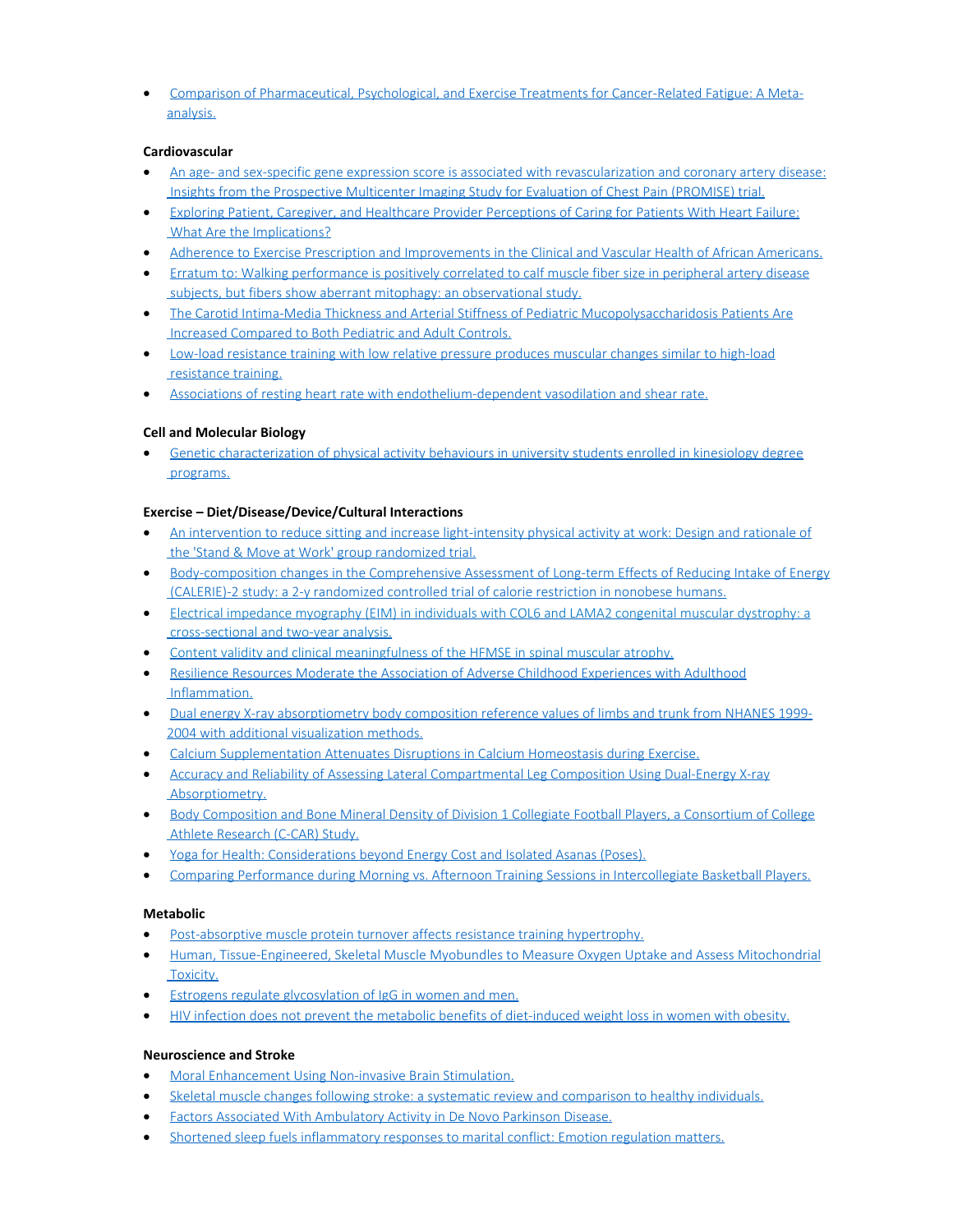- Comparison of Pharmaceutical, Psychological, and Exercise Treatments for Cancer-Related Fatigue: A Meta-analysis.

**Cardiovascular**

- An age- and sex-specific gene expression score is associated with revascularization and coronary artery disease: Insights from the Prospective Multicenter Imaging Study for Evaluation of Chest Pain (PROMISE) trial.
- Exploring Patient, Caregiver, and Healthcare Provider Perceptions of Caring for Patients With Heart Failure: What Are the Implications?
- Adherence to Exercise Prescription and Improvements in the Clinical and Vascular Health of African Americans.
- Erratum to: Walking performance is positively correlated to calf muscle fiber size in peripheral artery disease subjects, but fibers show aberrant mitophagy: an observational study.
- The Carotid Intima-Media Thickness and Arterial Stiffness of Pediatric Mucopolysaccharidosis Patients Are Increased Compared to Both Pediatric and Adult Controls.
- Low-load resistance training with low relative pressure produces muscular changes similar to high-load resistance training.
- Associations of resting heart rate with endothelium-dependent vasodilation and shear rate.

**Cell and Molecular Biology**

- Genetic characterization of physical activity behaviours in university students enrolled in kinesiology degree programs.

**Exercise – Diet/Disease/Device/Cultural Interactions**

- An intervention to reduce sitting and increase light-intensity physical activity at work: Design and rationale of the 'Stand & Move at Work' group randomized trial.
- Body-composition changes in the Comprehensive Assessment of Long-term Effects of Reducing Intake of Energy (CALERIE)-2 study: a 2-y randomized controlled trial of calorie restriction in nonobese humans.
- Electrical impedance myography (EIM) in individuals with COL6 and LAMA2 congenital muscular dystrophy: a cross-sectional and two-year analysis.
- Content validity and clinical meaningfulness of the HFMSE in spinal muscular atrophy.
- Resilience Resources Moderate the Association of Adverse Childhood Experiences with Adulthood Inflammation.
- Dual energy X-ray absorptiometry body composition reference values of limbs and trunk from NHANES 1999-2004 with additional visualization methods.
- Calcium Supplementation Attenuates Disruptions in Calcium Homeostasis during Exercise.
- Accuracy and Reliability of Assessing Lateral Compartmental Leg Composition Using Dual-Energy X-ray Absorptiometry.
- Body Composition and Bone Mineral Density of Division 1 Collegiate Football Players, a Consortium of College Athlete Research (C-CAR) Study.
- Yoga for Health: Considerations beyond Energy Cost and Isolated Asanas (Poses).
- Comparing Performance during Morning vs. Afternoon Training Sessions in Intercollegiate Basketball Players.

**Metabolic**

- Post-absorptive muscle protein turnover affects resistance training hypertrophy.
- Human, Tissue-Engineered, Skeletal Muscle Myobundles to Measure Oxygen Uptake and Assess Mitochondrial Toxicity.
- Estrogens regulate glycosylation of IgG in women and men.
- HIV infection does not prevent the metabolic benefits of diet-induced weight loss in women with obesity.

**Neuroscience and Stroke**

- Moral Enhancement Using Non-invasive Brain Stimulation.
- Skeletal muscle changes following stroke: a systematic review and comparison to healthy individuals.
- Factors Associated With Ambulatory Activity in De Novo Parkinson Disease.
- Shortened sleep fuels inflammatory responses to marital conflict: Emotion regulation matters.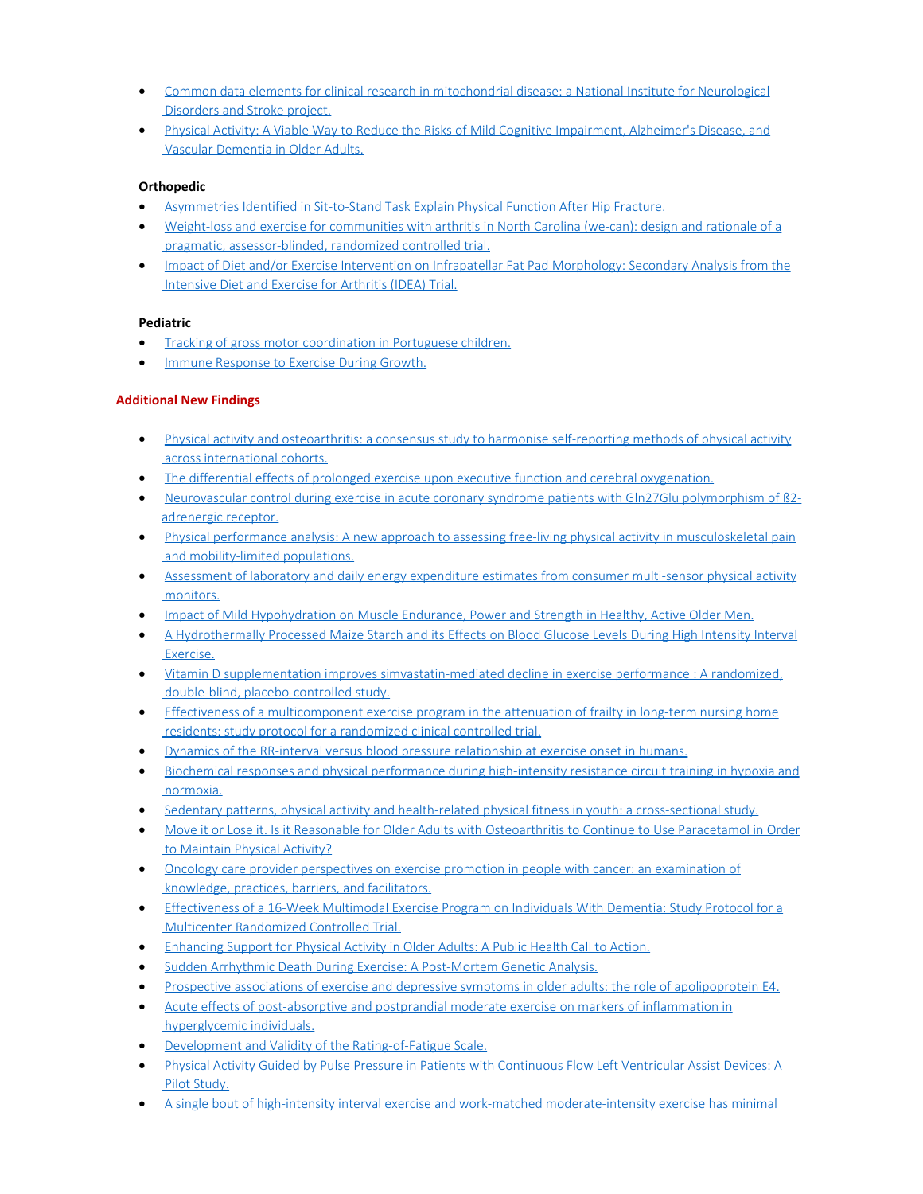- Common data elements for clinical research in mitochondrial disease: a National Institute for Neurological Disorders and Stroke project.
- Physical Activity: A Viable Way to Reduce the Risks of Mild Cognitive Impairment, Alzheimer's Disease, and Vascular Dementia in Older Adults.

**Orthopedic**

- Asymmetries Identified in Sit-to-Stand Task Explain Physical Function After Hip Fracture.
- Weight-loss and exercise for communities with arthritis in North Carolina (we-can): design and rationale of a pragmatic, assessor-blinded, randomized controlled trial.
- Impact of Diet and/or Exercise Intervention on Infrapatellar Fat Pad Morphology: Secondary Analysis from the Intensive Diet and Exercise for Arthritis (IDEA) Trial.

**Pediatric**

- Tracking of gross motor coordination in Portuguese children.
- Immune Response to Exercise During Growth.

**Additional New Findings**

- Physical activity and osteoarthritis: a consensus study to harmonise self-reporting methods of physical activity across international cohorts.
- The differential effects of prolonged exercise upon executive function and cerebral oxygenation.
- Neurovascular control during exercise in acute coronary syndrome patients with Gln27Glu polymorphism of ß2-adrenergic receptor.
- Physical performance analysis: A new approach to assessing free-living physical activity in musculoskeletal pain and mobility-limited populations.
- Assessment of laboratory and daily energy expenditure estimates from consumer multi-sensor physical activity monitors.
- Impact of Mild Hypohydration on Muscle Endurance, Power and Strength in Healthy, Active Older Men.
- A Hydrothermally Processed Maize Starch and its Effects on Blood Glucose Levels During High Intensity Interval Exercise.
- Vitamin D supplementation improves simvastatin-mediated decline in exercise performance : A randomized, double-blind, placebo-controlled study.
- Effectiveness of a multicomponent exercise program in the attenuation of frailty in long-term nursing home residents: study protocol for a randomized clinical controlled trial.
- Dynamics of the RR-interval versus blood pressure relationship at exercise onset in humans.
- Biochemical responses and physical performance during high-intensity resistance circuit training in hypoxia and normoxia.
- Sedentary patterns, physical activity and health-related physical fitness in youth: a cross-sectional study.
- Move it or Lose it. Is it Reasonable for Older Adults with Osteoarthritis to Continue to Use Paracetamol in Order to Maintain Physical Activity?
- Oncology care provider perspectives on exercise promotion in people with cancer: an examination of knowledge, practices, barriers, and facilitators.
- Effectiveness of a 16-Week Multimodal Exercise Program on Individuals With Dementia: Study Protocol for a Multicenter Randomized Controlled Trial.
- Enhancing Support for Physical Activity in Older Adults: A Public Health Call to Action.
- Sudden Arrhythmic Death During Exercise: A Post-Mortem Genetic Analysis.
- Prospective associations of exercise and depressive symptoms in older adults: the role of apolipoprotein E4.
- Acute effects of post-absorptive and postprandial moderate exercise on markers of inflammation in hyperglycemic individuals.
- Development and Validity of the Rating-of-Fatigue Scale.
- Physical Activity Guided by Pulse Pressure in Patients with Continuous Flow Left Ventricular Assist Devices: A Pilot Study.
- A single bout of high-intensity interval exercise and work-matched moderate-intensity exercise has minimal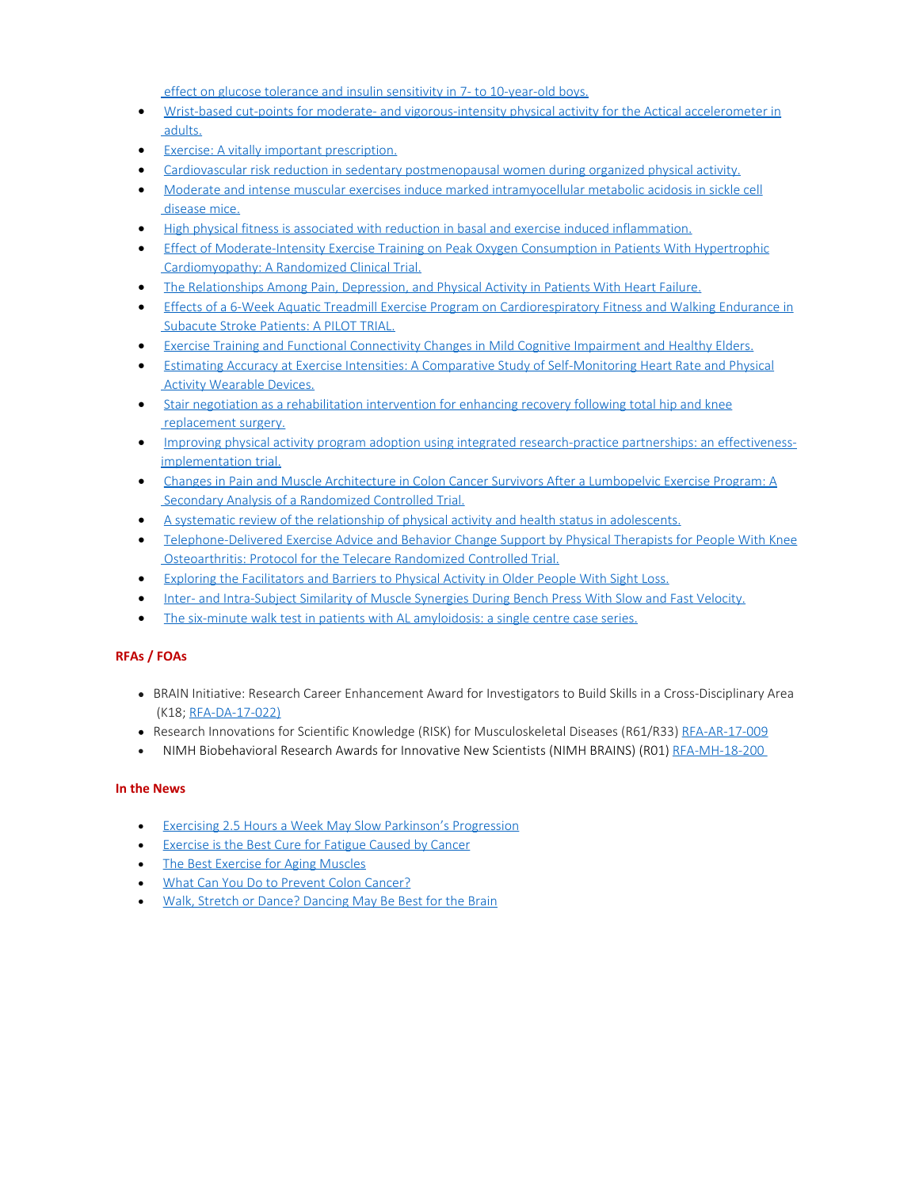effect on glucose tolerance and insulin sensitivity in 7- to 10-year-old boys.

- Wrist-based cut-points for moderate- and vigorous-intensity physical activity for the Actical accelerometer in adults.
- Exercise: A vitally important prescription.
- Cardiovascular risk reduction in sedentary postmenopausal women during organized physical activity.
- Moderate and intense muscular exercises induce marked intramyocellular metabolic acidosis in sickle cell disease mice.
- High physical fitness is associated with reduction in basal and exercise induced inflammation.
- Effect of Moderate-Intensity Exercise Training on Peak Oxygen Consumption in Patients With Hypertrophic Cardiomyopathy: A Randomized Clinical Trial.
- The Relationships Among Pain, Depression, and Physical Activity in Patients With Heart Failure.
- Effects of a 6-Week Aquatic Treadmill Exercise Program on Cardiorespiratory Fitness and Walking Endurance in Subacute Stroke Patients: A PILOT TRIAL.
- Exercise Training and Functional Connectivity Changes in Mild Cognitive Impairment and Healthy Elders.
- Estimating Accuracy at Exercise Intensities: A Comparative Study of Self-Monitoring Heart Rate and Physical Activity Wearable Devices.
- Stair negotiation as a rehabilitation intervention for enhancing recovery following total hip and knee replacement surgery.
- Improving physical activity program adoption using integrated research-practice partnerships: an effectiveness-implementation trial.
- Changes in Pain and Muscle Architecture in Colon Cancer Survivors After a Lumbopelvic Exercise Program: A Secondary Analysis of a Randomized Controlled Trial.
- A systematic review of the relationship of physical activity and health status in adolescents.
- Telephone-Delivered Exercise Advice and Behavior Change Support by Physical Therapists for People With Knee Osteoarthritis: Protocol for the Telecare Randomized Controlled Trial.
- Exploring the Facilitators and Barriers to Physical Activity in Older People With Sight Loss.
- Inter- and Intra-Subject Similarity of Muscle Synergies During Bench Press With Slow and Fast Velocity.
- The six-minute walk test in patients with AL amyloidosis: a single centre case series.

**RFAs / FOAs**

- BRAIN Initiative: Research Career Enhancement Award for Investigators to Build Skills in a Cross-Disciplinary Area (K18; RFA-DA-17-022)
- Research Innovations for Scientific Knowledge (RISK) for Musculoskeletal Diseases (R61/R33) RFA-AR-17-009
- NIMH Biobehavioral Research Awards for Innovative New Scientists (NIMH BRAINS) (R01) RFA-MH-18-200

**In the News**

- Exercising 2.5 Hours a Week May Slow Parkinson's Progression
- Exercise is the Best Cure for Fatigue Caused by Cancer
- The Best Exercise for Aging Muscles
- What Can You Do to Prevent Colon Cancer?
- Walk, Stretch or Dance? Dancing May Be Best for the Brain